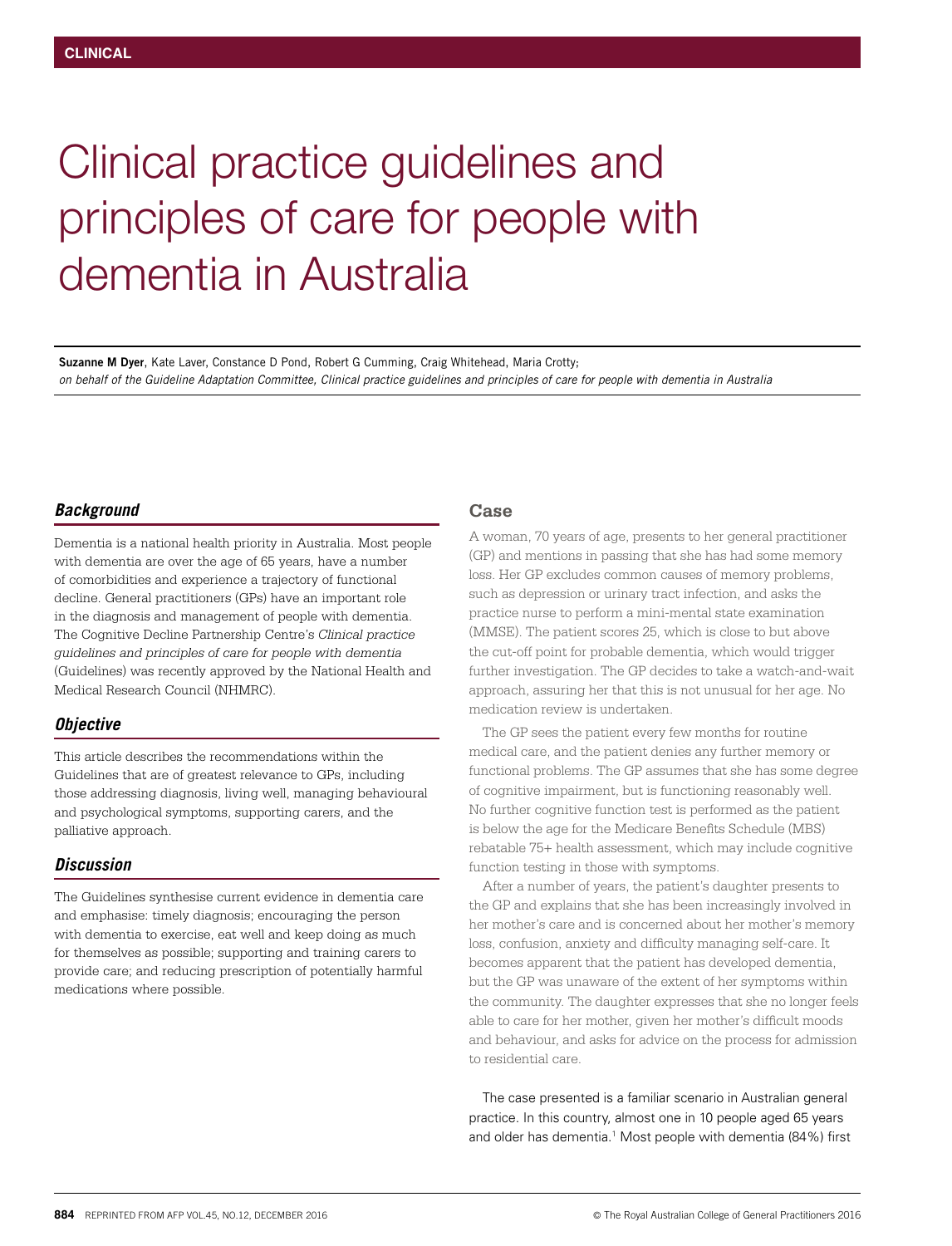# Clinical practice guidelines and principles of care for people with dementia in Australia

**Suzanne M Dyer**, Kate Laver, Constance D Pond, Robert G Cumming, Craig Whitehead, Maria Crotty;
*on behalf of the Guideline Adaptation Committee, Clinical practice guidelines and principles of care for people with dementia in Australia*

## *Background*

Dementia is a national health priority in Australia. Most people with dementia are over the age of 65 years, have a number of comorbidities and experience a trajectory of functional decline. General practitioners (GPs) have an important role in the diagnosis and management of people with dementia. The Cognitive Decline Partnership Centre's *Clinical practice guidelines and principles of care for people with dementia* (Guidelines) was recently approved by the National Health and Medical Research Council (NHMRC).

## *Objective*

This article describes the recommendations within the Guidelines that are of greatest relevance to GPs, including those addressing diagnosis, living well, managing behavioural and psychological symptoms, supporting carers, and the palliative approach.

## *Discussion*

The Guidelines synthesise current evidence in dementia care and emphasise: timely diagnosis; encouraging the person with dementia to exercise, eat well and keep doing as much for themselves as possible; supporting and training carers to provide care; and reducing prescription of potentially harmful medications where possible.

## Case

A woman, 70 years of age, presents to her general practitioner (GP) and mentions in passing that she has had some memory loss. Her GP excludes common causes of memory problems, such as depression or urinary tract infection, and asks the practice nurse to perform a mini-mental state examination (MMSE). The patient scores 25, which is close to but above the cut-off point for probable dementia, which would trigger further investigation. The GP decides to take a watch-and-wait approach, assuring her that this is not unusual for her age. No medication review is undertaken.

The GP sees the patient every few months for routine medical care, and the patient denies any further memory or functional problems. The GP assumes that she has some degree of cognitive impairment, but is functioning reasonably well. No further cognitive function test is performed as the patient is below the age for the Medicare Benefits Schedule (MBS) rebatable 75+ health assessment, which may include cognitive function testing in those with symptoms.

After a number of years, the patient's daughter presents to the GP and explains that she has been increasingly involved in her mother's care and is concerned about her mother's memory loss, confusion, anxiety and difficulty managing self-care. It becomes apparent that the patient has developed dementia, but the GP was unaware of the extent of her symptoms within the community. The daughter expresses that she no longer feels able to care for her mother, given her mother's difficult moods and behaviour, and asks for advice on the process for admission to residential care.

The case presented is a familiar scenario in Australian general practice. In this country, almost one in 10 people aged 65 years and older has dementia.[1] Most people with dementia (84%) first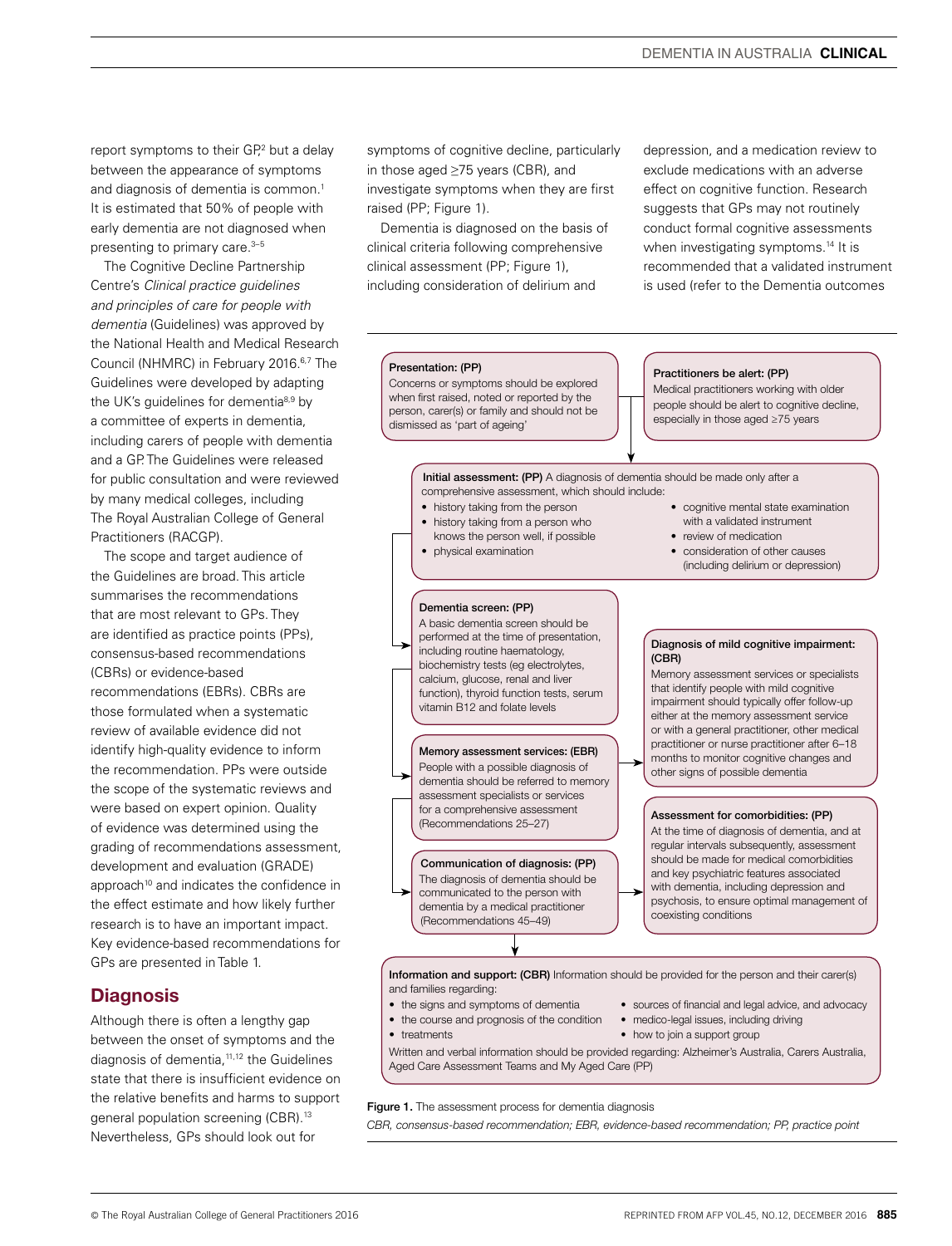report symptoms to their GP,[2] but a delay between the appearance of symptoms and diagnosis of dementia is common.[1] It is estimated that 50% of people with early dementia are not diagnosed when presenting to primary care.[3–5]

The Cognitive Decline Partnership Centre's *Clinical practice guidelines and principles of care for people with dementia* (Guidelines) was approved by the National Health and Medical Research Council (NHMRC) in February 2016.[6,7] The Guidelines were developed by adapting the UK's guidelines for dementia[8,9] by a committee of experts in dementia, including carers of people with dementia and a GP. The Guidelines were released for public consultation and were reviewed by many medical colleges, including The Royal Australian College of General Practitioners (RACGP).

The scope and target audience of the Guidelines are broad. This article summarises the recommendations that are most relevant to GPs. They are identified as practice points (PPs), consensus-based recommendations (CBRs) or evidence-based recommendations (EBRs). CBRs are those formulated when a systematic review of available evidence did not identify high-quality evidence to inform the recommendation. PPs were outside the scope of the systematic reviews and were based on expert opinion. Quality of evidence was determined using the grading of recommendations assessment, development and evaluation (GRADE) approach[10] and indicates the confidence in the effect estimate and how likely further research is to have an important impact. Key evidence-based recommendations for GPs are presented in Table 1.

## Diagnosis

Although there is often a lengthy gap between the onset of symptoms and the diagnosis of dementia,[11,12] the Guidelines state that there is insufficient evidence on the relative benefits and harms to support general population screening (CBR).[13] Nevertheless, GPs should look out for symptoms of cognitive decline, particularly in those aged ≥75 years (CBR), and investigate symptoms when they are first raised (PP; Figure 1).

Dementia is diagnosed on the basis of clinical criteria following comprehensive clinical assessment (PP; Figure 1), including consideration of delirium and depression, and a medication review to exclude medications with an adverse effect on cognitive function. Research suggests that GPs may not routinely conduct formal cognitive assessments when investigating symptoms.[14] It is recommended that a validated instrument is used (refer to the Dementia outcomes

**Presentation: (PP)**
Concerns or symptoms should be explored when first raised, noted or reported by the person, carer(s) or family and should not be dismissed as 'part of ageing'

**Practitioners be alert: (PP)**
Medical practitioners working with older people should be alert to cognitive decline, especially in those aged ≥75 years

**Initial assessment: (PP)** A diagnosis of dementia should be made only after a comprehensive assessment, which should include:
- history taking from the person
- history taking from a person who knows the person well, if possible
- physical examination
- cognitive mental state examination with a validated instrument
- review of medication
- consideration of other causes (including delirium or depression)

**Dementia screen: (PP)**
A basic dementia screen should be performed at the time of presentation, including routine haematology, biochemistry tests (eg electrolytes, calcium, glucose, renal and liver function), thyroid function tests, serum vitamin B12 and folate levels

**Memory assessment services: (EBR)**
People with a possible diagnosis of dementia should be referred to memory assessment specialists or services for a comprehensive assessment (Recommendations 25–27)

**Diagnosis of mild cognitive impairment: (CBR)**
Memory assessment services or specialists that identify people with mild cognitive impairment should typically offer follow-up either at the memory assessment service or with a general practitioner, other medical practitioner or nurse practitioner after 6–18 months to monitor cognitive changes and other signs of possible dementia

**Communication of diagnosis: (PP)**
The diagnosis of dementia should be communicated to the person with dementia by a medical practitioner (Recommendations 45–49)

**Assessment for comorbidities: (PP)**
At the time of diagnosis of dementia, and at regular intervals subsequently, assessment should be made for medical comorbidities and key psychiatric features associated with dementia, including depression and psychosis, to ensure optimal management of coexisting conditions

**Information and support: (CBR)** Information should be provided for the person and their carer(s) and families regarding:
- the signs and symptoms of dementia
- the course and prognosis of the condition
- treatments
- sources of financial and legal advice, and advocacy
- medico-legal issues, including driving
- how to join a support group

Written and verbal information should be provided regarding: Alzheimer's Australia, Carers Australia, Aged Care Assessment Teams and My Aged Care (PP)

**Figure 1.** The assessment process for dementia diagnosis
*CBR, consensus-based recommendation; EBR, evidence-based recommendation; PP, practice point*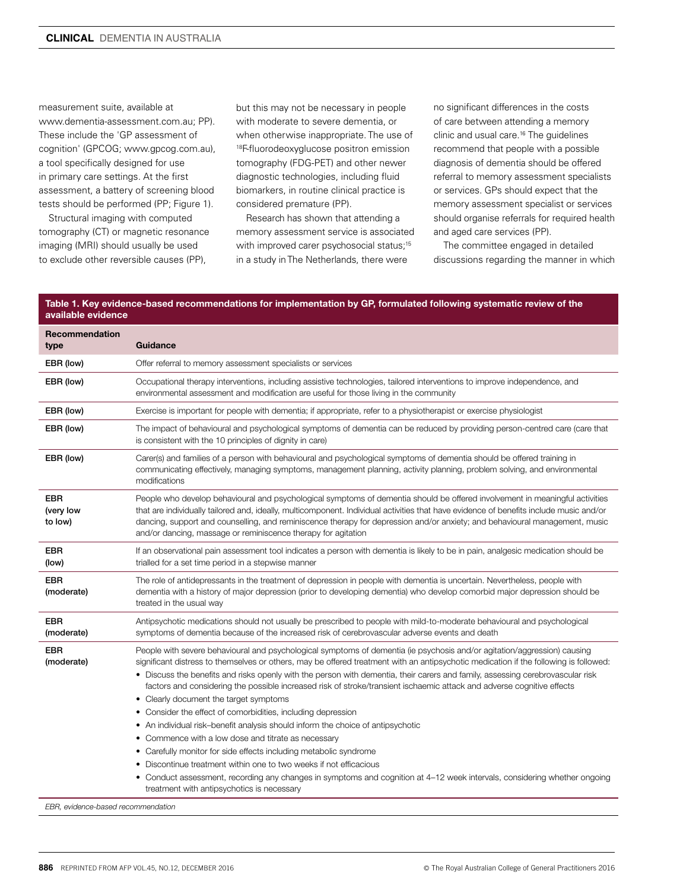measurement suite, available at www.dementia-assessment.com.au; PP). These include the 'GP assessment of cognition' (GPCOG; www.gpcog.com.au), a tool specifically designed for use in primary care settings. At the first assessment, a battery of screening blood tests should be performed (PP; Figure 1).

Structural imaging with computed tomography (CT) or magnetic resonance imaging (MRI) should usually be used to exclude other reversible causes (PP), but this may not be necessary in people with moderate to severe dementia, or when otherwise inappropriate. The use of $^{18}$F-fluorodeoxyglucose positron emission tomography (FDG-PET) and other newer diagnostic technologies, including fluid biomarkers, in routine clinical practice is considered premature (PP).

Research has shown that attending a memory assessment service is associated with improved carer psychosocial status;[15] in a study in The Netherlands, there were no significant differences in the costs of care between attending a memory clinic and usual care.[16] The guidelines recommend that people with a possible diagnosis of dementia should be offered referral to memory assessment specialists or services. GPs should expect that the memory assessment specialist or services should organise referrals for required health and aged care services (PP).

The committee engaged in detailed discussions regarding the manner in which

**Table 1. Key evidence-based recommendations for implementation by GP, formulated following systematic review of the available evidence**

| Recommendation type | Guidance |
|---|---|
| EBR (low) | Offer referral to memory assessment specialists or services |
| EBR (low) | Occupational therapy interventions, including assistive technologies, tailored interventions to improve independence, and environmental assessment and modification are useful for those living in the community |
| EBR (low) | Exercise is important for people with dementia; if appropriate, refer to a physiotherapist or exercise physiologist |
| EBR (low) | The impact of behavioural and psychological symptoms of dementia can be reduced by providing person-centred care (care that is consistent with the 10 principles of dignity in care) |
| EBR (low) | Carer(s) and families of a person with behavioural and psychological symptoms of dementia should be offered training in communicating effectively, managing symptoms, management planning, activity planning, problem solving, and environmental modifications |
| EBR (very low to low) | People who develop behavioural and psychological symptoms of dementia should be offered involvement in meaningful activities that are individually tailored and, ideally, multicomponent. Individual activities that have evidence of benefits include music and/or dancing, support and counselling, and reminiscence therapy for depression and/or anxiety; and behavioural management, music and/or dancing, massage or reminiscence therapy for agitation |
| EBR (low) | If an observational pain assessment tool indicates a person with dementia is likely to be in pain, analgesic medication should be trialled for a set time period in a stepwise manner |
| EBR (moderate) | The role of antidepressants in the treatment of depression in people with dementia is uncertain. Nevertheless, people with dementia with a history of major depression (prior to developing dementia) who develop comorbid major depression should be treated in the usual way |
| EBR (moderate) | Antipsychotic medications should not usually be prescribed to people with mild-to-moderate behavioural and psychological symptoms of dementia because of the increased risk of cerebrovascular adverse events and death |
| EBR (moderate) | People with severe behavioural and psychological symptoms of dementia (ie psychosis and/or agitation/aggression) causing significant distress to themselves or others, may be offered treatment with an antipsychotic medication if the following is followed:<br>• Discuss the benefits and risks openly with the person with dementia, their carers and family, assessing cerebrovascular risk factors and considering the possible increased risk of stroke/transient ischaemic attack and adverse cognitive effects<br>• Clearly document the target symptoms<br>• Consider the effect of comorbidities, including depression<br>• An individual risk–benefit analysis should inform the choice of antipsychotic<br>• Commence with a low dose and titrate as necessary<br>• Carefully monitor for side effects including metabolic syndrome<br>• Discontinue treatment within one to two weeks if not efficacious<br>• Conduct assessment, recording any changes in symptoms and cognition at 4–12 week intervals, considering whether ongoing treatment with antipsychotics is necessary |

*EBR, evidence-based recommendation*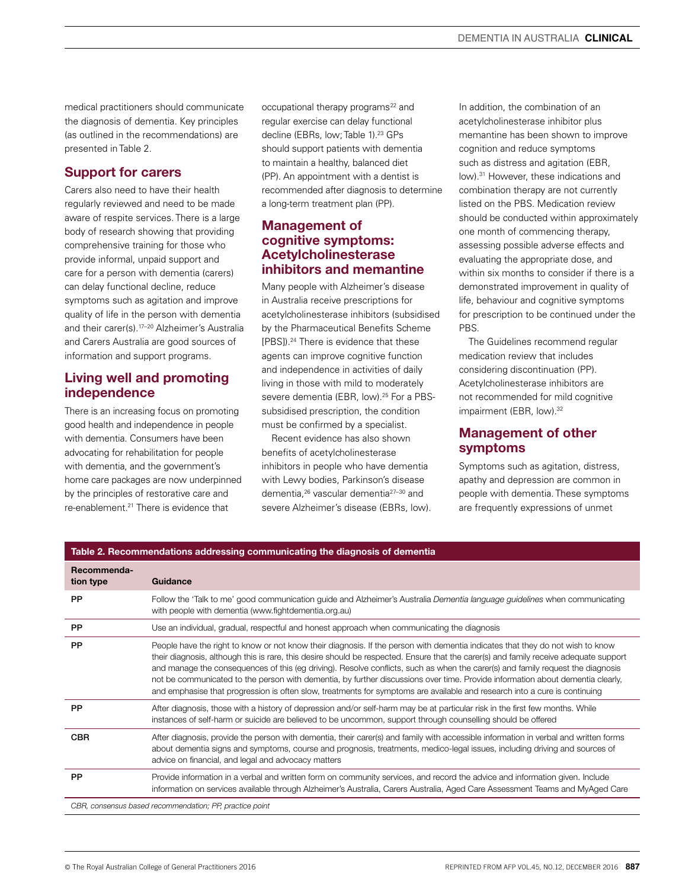medical practitioners should communicate the diagnosis of dementia. Key principles (as outlined in the recommendations) are presented in Table 2.

## Support for carers

Carers also need to have their health regularly reviewed and need to be made aware of respite services. There is a large body of research showing that providing comprehensive training for those who provide informal, unpaid support and care for a person with dementia (carers) can delay functional decline, reduce symptoms such as agitation and improve quality of life in the person with dementia and their carer(s).[17–20] Alzheimer's Australia and Carers Australia are good sources of information and support programs.

## Living well and promoting independence

There is an increasing focus on promoting good health and independence in people with dementia. Consumers have been advocating for rehabilitation for people with dementia, and the government's home care packages are now underpinned by the principles of restorative care and re-enablement.[21] There is evidence that occupational therapy programs[22] and regular exercise can delay functional decline (EBRs, low; Table 1).[23] GPs should support patients with dementia to maintain a healthy, balanced diet (PP). An appointment with a dentist is recommended after diagnosis to determine a long-term treatment plan (PP).

## Management of cognitive symptoms: Acetylcholinesterase inhibitors and memantine

Many people with Alzheimer's disease in Australia receive prescriptions for acetylcholinesterase inhibitors (subsidised by the Pharmaceutical Benefits Scheme [PBS]).[24] There is evidence that these agents can improve cognitive function and independence in activities of daily living in those with mild to moderately severe dementia (EBR, low).[25] For a PBS-subsidised prescription, the condition must be confirmed by a specialist.

Recent evidence has also shown benefits of acetylcholinesterase inhibitors in people who have dementia with Lewy bodies, Parkinson's disease dementia,[26] vascular dementia[27–30] and severe Alzheimer's disease (EBRs, low). In addition, the combination of an acetylcholinesterase inhibitor plus memantine has been shown to improve cognition and reduce symptoms such as distress and agitation (EBR, low).[31] However, these indications and combination therapy are not currently listed on the PBS. Medication review should be conducted within approximately one month of commencing therapy, assessing possible adverse effects and evaluating the appropriate dose, and within six months to consider if there is a demonstrated improvement in quality of life, behaviour and cognitive symptoms for prescription to be continued under the PBS.

The Guidelines recommend regular medication review that includes considering discontinuation (PP). Acetylcholinesterase inhibitors are not recommended for mild cognitive impairment (EBR, low).[32]

## Management of other symptoms

Symptoms such as agitation, distress, apathy and depression are common in people with dementia. These symptoms are frequently expressions of unmet

**Table 2. Recommendations addressing communicating the diagnosis of dementia**

| Recommendation type | Guidance |
|---|---|
| PP | Follow the 'Talk to me' good communication guide and Alzheimer's Australia *Dementia language guidelines* when communicating with people with dementia (www.fightdementia.org.au) |
| PP | Use an individual, gradual, respectful and honest approach when communicating the diagnosis |
| PP | People have the right to know or not know their diagnosis. If the person with dementia indicates that they do not wish to know their diagnosis, although this is rare, this desire should be respected. Ensure that the carer(s) and family receive adequate support and manage the consequences of this (eg driving). Resolve conflicts, such as when the carer(s) and family request the diagnosis not be communicated to the person with dementia, by further discussions over time. Provide information about dementia clearly, and emphasise that progression is often slow, treatments for symptoms are available and research into a cure is continuing |
| PP | After diagnosis, those with a history of depression and/or self-harm may be at particular risk in the first few months. While instances of self-harm or suicide are believed to be uncommon, support through counselling should be offered |
| CBR | After diagnosis, provide the person with dementia, their carer(s) and family with accessible information in verbal and written forms about dementia signs and symptoms, course and prognosis, treatments, medico-legal issues, including driving and sources of advice on financial, and legal and advocacy matters |
| PP | Provide information in a verbal and written form on community services, and record the advice and information given. Include information on services available through Alzheimer's Australia, Carers Australia, Aged Care Assessment Teams and MyAged Care |

*CBR, consensus based recommendation; PP, practice point*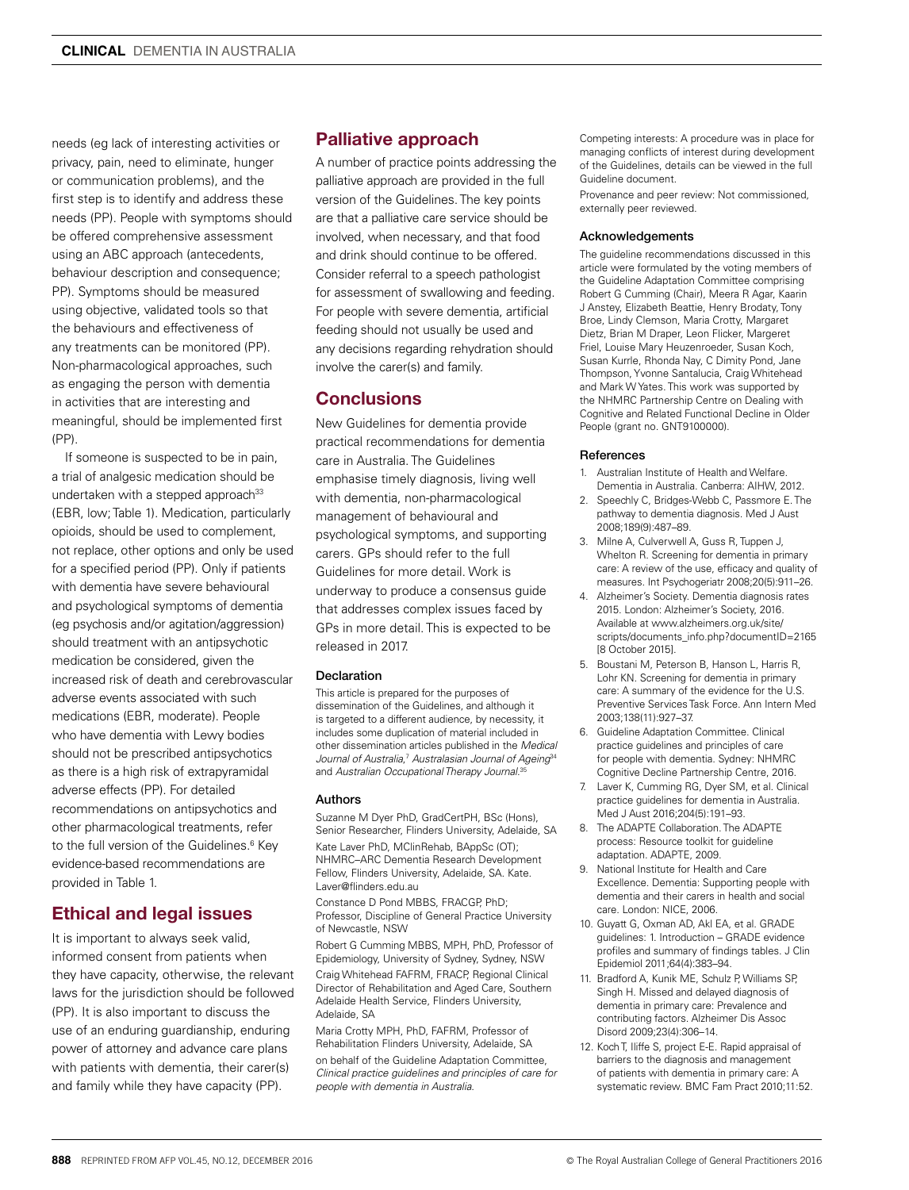needs (eg lack of interesting activities or privacy, pain, need to eliminate, hunger or communication problems), and the first step is to identify and address these needs (PP). People with symptoms should be offered comprehensive assessment using an ABC approach (antecedents, behaviour description and consequence; PP). Symptoms should be measured using objective, validated tools so that the behaviours and effectiveness of any treatments can be monitored (PP). Non-pharmacological approaches, such as engaging the person with dementia in activities that are interesting and meaningful, should be implemented first (PP).

If someone is suspected to be in pain, a trial of analgesic medication should be undertaken with a stepped approach[33] (EBR, low; Table 1). Medication, particularly opioids, should be used to complement, not replace, other options and only be used for a specified period (PP). Only if patients with dementia have severe behavioural and psychological symptoms of dementia (eg psychosis and/or agitation/aggression) should treatment with an antipsychotic medication be considered, given the increased risk of death and cerebrovascular adverse events associated with such medications (EBR, moderate). People who have dementia with Lewy bodies should not be prescribed antipsychotics as there is a high risk of extrapyramidal adverse effects (PP). For detailed recommendations on antipsychotics and other pharmacological treatments, refer to the full version of the Guidelines.[6] Key evidence-based recommendations are provided in Table 1.

## Ethical and legal issues

It is important to always seek valid, informed consent from patients when they have capacity, otherwise, the relevant laws for the jurisdiction should be followed (PP). It is also important to discuss the use of an enduring guardianship, enduring power of attorney and advance care plans with patients with dementia, their carer(s) and family while they have capacity (PP).

## Palliative approach

A number of practice points addressing the palliative approach are provided in the full version of the Guidelines. The key points are that a palliative care service should be involved, when necessary, and that food and drink should continue to be offered. Consider referral to a speech pathologist for assessment of swallowing and feeding. For people with severe dementia, artificial feeding should not usually be used and any decisions regarding rehydration should involve the carer(s) and family.

## Conclusions

New Guidelines for dementia provide practical recommendations for dementia care in Australia. The Guidelines emphasise timely diagnosis, living well with dementia, non-pharmacological management of behavioural and psychological symptoms, and supporting carers. GPs should refer to the full Guidelines for more detail. Work is underway to produce a consensus guide that addresses complex issues faced by GPs in more detail. This is expected to be released in 2017.

### Declaration

This article is prepared for the purposes of dissemination of the Guidelines, and although it is targeted to a different audience, by necessity, it includes some duplication of material included in other dissemination articles published in the *Medical Journal of Australia*,[7] *Australasian Journal of Ageing*[34] and *Australian Occupational Therapy Journal*.[35]

### Authors

Suzanne M Dyer PhD, GradCertPH, BSc (Hons), Senior Researcher, Flinders University, Adelaide, SA

Kate Laver PhD, MClinRehab, BAppSc (OT); NHMRC–ARC Dementia Research Development Fellow, Flinders University, Adelaide, SA. Kate.Laver@flinders.edu.au

Constance D Pond MBBS, FRACGP, PhD; Professor, Discipline of General Practice University of Newcastle, NSW

Robert G Cumming MBBS, MPH, PhD, Professor of Epidemiology, University of Sydney, Sydney, NSW

Craig Whitehead FAFRM, FRACP, Regional Clinical Director of Rehabilitation and Aged Care, Southern Adelaide Health Service, Flinders University, Adelaide, SA

Maria Crotty MPH, PhD, FAFRM, Professor of Rehabilitation Flinders University, Adelaide, SA

on behalf of the Guideline Adaptation Committee, *Clinical practice guidelines and principles of care for people with dementia in Australia.*

Competing interests: A procedure was in place for managing conflicts of interest during development of the Guidelines, details can be viewed in the full Guideline document.

Provenance and peer review: Not commissioned, externally peer reviewed.

### Acknowledgements

The guideline recommendations discussed in this article were formulated by the voting members of the Guideline Adaptation Committee comprising Robert G Cumming (Chair), Meera R Agar, Kaarin J Anstey, Elizabeth Beattie, Henry Brodaty, Tony Broe, Lindy Clemson, Maria Crotty, Margaret Dietz, Brian M Draper, Leon Flicker, Margeret Friel, Louise Mary Heuzenroeder, Susan Koch, Susan Kurrle, Rhonda Nay, C Dimity Pond, Jane Thompson, Yvonne Santalucia, Craig Whitehead and Mark W Yates. This work was supported by the NHMRC Partnership Centre on Dealing with Cognitive and Related Functional Decline in Older People (grant no. GNT9100000).

### References

1. Australian Institute of Health and Welfare. Dementia in Australia. Canberra: AIHW, 2012.
2. Speechly C, Bridges-Webb C, Passmore E. The pathway to dementia diagnosis. Med J Aust 2008;189(9):487–89.
3. Milne A, Culverwell A, Guss R, Tuppen J, Whelton R. Screening for dementia in primary care: A review of the use, efficacy and quality of measures. Int Psychogeriatr 2008;20(5):911–26.
4. Alzheimer's Society. Dementia diagnosis rates 2015. London: Alzheimer's Society, 2016. Available at www.alzheimers.org.uk/site/scripts/documents_info.php?documentID=2165 [8 October 2015].
5. Boustani M, Peterson B, Hanson L, Harris R, Lohr KN. Screening for dementia in primary care: A summary of the evidence for the U.S. Preventive Services Task Force. Ann Intern Med 2003;138(11):927–37.
6. Guideline Adaptation Committee. Clinical practice guidelines and principles of care for people with dementia. Sydney: NHMRC Cognitive Decline Partnership Centre, 2016.
7. Laver K, Cumming RG, Dyer SM, et al. Clinical practice guidelines for dementia in Australia. Med J Aust 2016;204(5):191–93.
8. The ADAPTE Collaboration. The ADAPTE process: Resource toolkit for guideline adaptation. ADAPTE, 2009.
9. National Institute for Health and Care Excellence. Dementia: Supporting people with dementia and their carers in health and social care. London: NICE, 2006.
10. Guyatt G, Oxman AD, Akl EA, et al. GRADE guidelines: 1. Introduction – GRADE evidence profiles and summary of findings tables. J Clin Epidemiol 2011;64(4):383–94.
11. Bradford A, Kunik ME, Schulz P, Williams SP, Singh H. Missed and delayed diagnosis of dementia in primary care: Prevalence and contributing factors. Alzheimer Dis Assoc Disord 2009;23(4):306–14.
12. Koch T, Iliffe S, project E-E. Rapid appraisal of barriers to the diagnosis and management of patients with dementia in primary care: A systematic review. BMC Fam Pract 2010;11:52.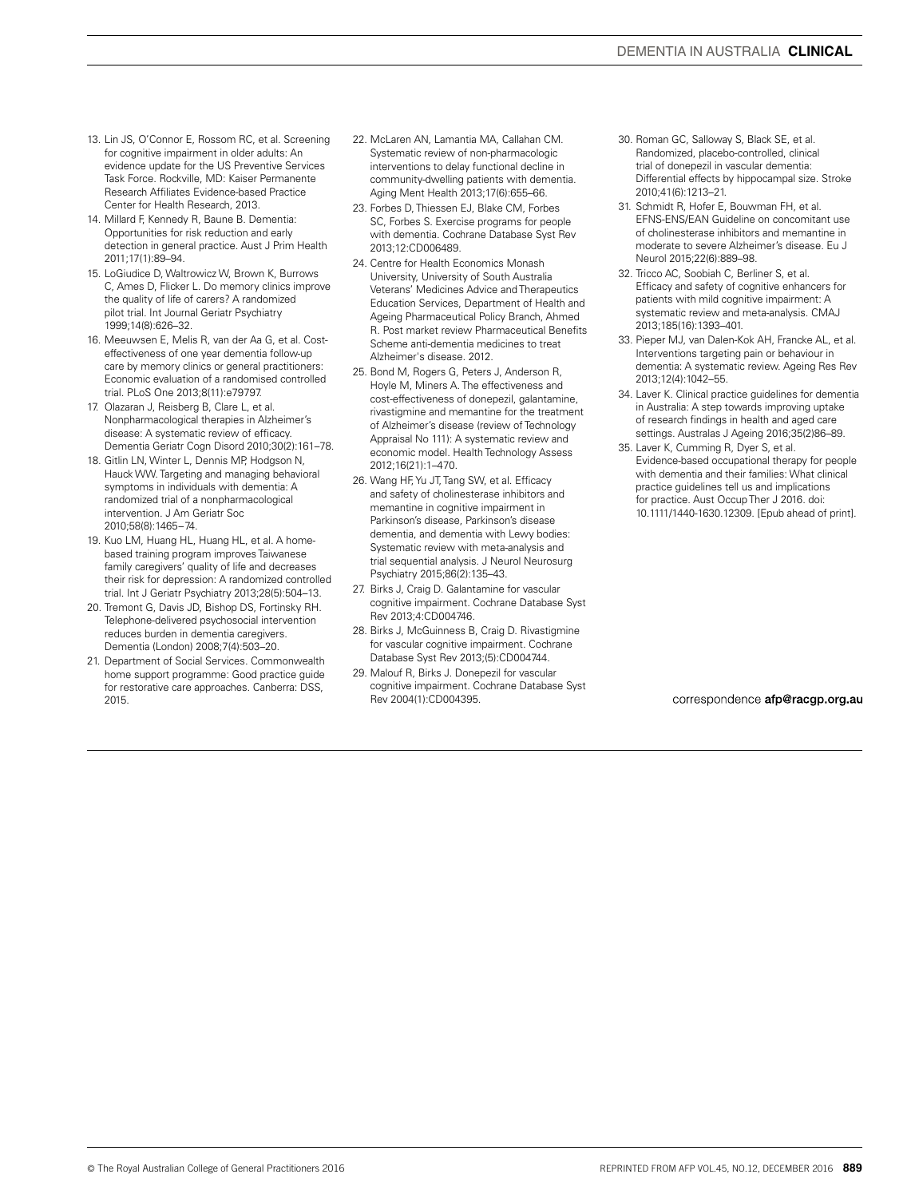13. Lin JS, O'Connor E, Rossom RC, et al. Screening for cognitive impairment in older adults: An evidence update for the US Preventive Services Task Force. Rockville, MD: Kaiser Permanente Research Affiliates Evidence-based Practice Center for Health Research, 2013.
14. Millard F, Kennedy R, Baune B. Dementia: Opportunities for risk reduction and early detection in general practice. Aust J Prim Health 2011;17(1):89–94.
15. LoGiudice D, Waltrowicz W, Brown K, Burrows C, Ames D, Flicker L. Do memory clinics improve the quality of life of carers? A randomized pilot trial. Int Journal Geriatr Psychiatry 1999;14(8):626–32.
16. Meeuwsen E, Melis R, van der Aa G, et al. Cost-effectiveness of one year dementia follow-up care by memory clinics or general practitioners: Economic evaluation of a randomised controlled trial. PLoS One 2013;8(11):e79797.
17. Olazaran J, Reisberg B, Clare L, et al. Nonpharmacological therapies in Alzheimer's disease: A systematic review of efficacy. Dementia Geriatr Cogn Disord 2010;30(2):161–78.
18. Gitlin LN, Winter L, Dennis MP, Hodgson N, Hauck WW. Targeting and managing behavioral symptoms in individuals with dementia: A randomized trial of a nonpharmacological intervention. J Am Geriatr Soc 2010;58(8):1465–74.
19. Kuo LM, Huang HL, Huang HL, et al. A home-based training program improves Taiwanese family caregivers' quality of life and decreases their risk for depression: A randomized controlled trial. Int J Geriatr Psychiatry 2013;28(5):504–13.
20. Tremont G, Davis JD, Bishop DS, Fortinsky RH. Telephone-delivered psychosocial intervention reduces burden in dementia caregivers. Dementia (London) 2008;7(4):503–20.
21. Department of Social Services. Commonwealth home support programme: Good practice guide for restorative care approaches. Canberra: DSS, 2015.
22. McLaren AN, Lamantia MA, Callahan CM. Systematic review of non-pharmacologic interventions to delay functional decline in community-dwelling patients with dementia. Aging Ment Health 2013;17(6):655–66.
23. Forbes D, Thiessen EJ, Blake CM, Forbes SC, Forbes S. Exercise programs for people with dementia. Cochrane Database Syst Rev 2013;12:CD006489.
24. Centre for Health Economics Monash University, University of South Australia Veterans' Medicines Advice and Therapeutics Education Services, Department of Health and Ageing Pharmaceutical Policy Branch, Ahmed R. Post market review Pharmaceutical Benefits Scheme anti-dementia medicines to treat Alzheimer's disease. 2012.
25. Bond M, Rogers G, Peters J, Anderson R, Hoyle M, Miners A. The effectiveness and cost-effectiveness of donepezil, galantamine, rivastigmine and memantine for the treatment of Alzheimer's disease (review of Technology Appraisal No 111): A systematic review and economic model. Health Technology Assess 2012;16(21):1–470.
26. Wang HF, Yu JT, Tang SW, et al. Efficacy and safety of cholinesterase inhibitors and memantine in cognitive impairment in Parkinson's disease, Parkinson's disease dementia, and dementia with Lewy bodies: Systematic review with meta-analysis and trial sequential analysis. J Neurol Neurosurg Psychiatry 2015;86(2):135–43.
27. Birks J, Craig D. Galantamine for vascular cognitive impairment. Cochrane Database Syst Rev 2013;4:CD004746.
28. Birks J, McGuinness B, Craig D. Rivastigmine for vascular cognitive impairment. Cochrane Database Syst Rev 2013;(5):CD004744.
29. Malouf R, Birks J. Donepezil for vascular cognitive impairment. Cochrane Database Syst Rev 2004(1):CD004395.
30. Roman GC, Salloway S, Black SE, et al. Randomized, placebo-controlled, clinical trial of donepezil in vascular dementia: Differential effects by hippocampal size. Stroke 2010;41(6):1213–21.
31. Schmidt R, Hofer E, Bouwman FH, et al. EFNS-ENS/EAN Guideline on concomitant use of cholinesterase inhibitors and memantine in moderate to severe Alzheimer's disease. Eu J Neurol 2015;22(6):889–98.
32. Tricco AC, Soobiah C, Berliner S, et al. Efficacy and safety of cognitive enhancers for patients with mild cognitive impairment: A systematic review and meta-analysis. CMAJ 2013;185(16):1393–401.
33. Pieper MJ, van Dalen-Kok AH, Francke AL, et al. Interventions targeting pain or behaviour in dementia: A systematic review. Ageing Res Rev 2013;12(4):1042–55.
34. Laver K. Clinical practice guidelines for dementia in Australia: A step towards improving uptake of research findings in health and aged care settings. Australas J Ageing 2016;35(2)86–89.
35. Laver K, Cumming R, Dyer S, et al. Evidence-based occupational therapy for people with dementia and their families: What clinical practice guidelines tell us and implications for practice. Aust Occup Ther J 2016. doi: 10.1111/1440-1630.12309. [Epub ahead of print].

correspondence **afp@racgp.org.au**